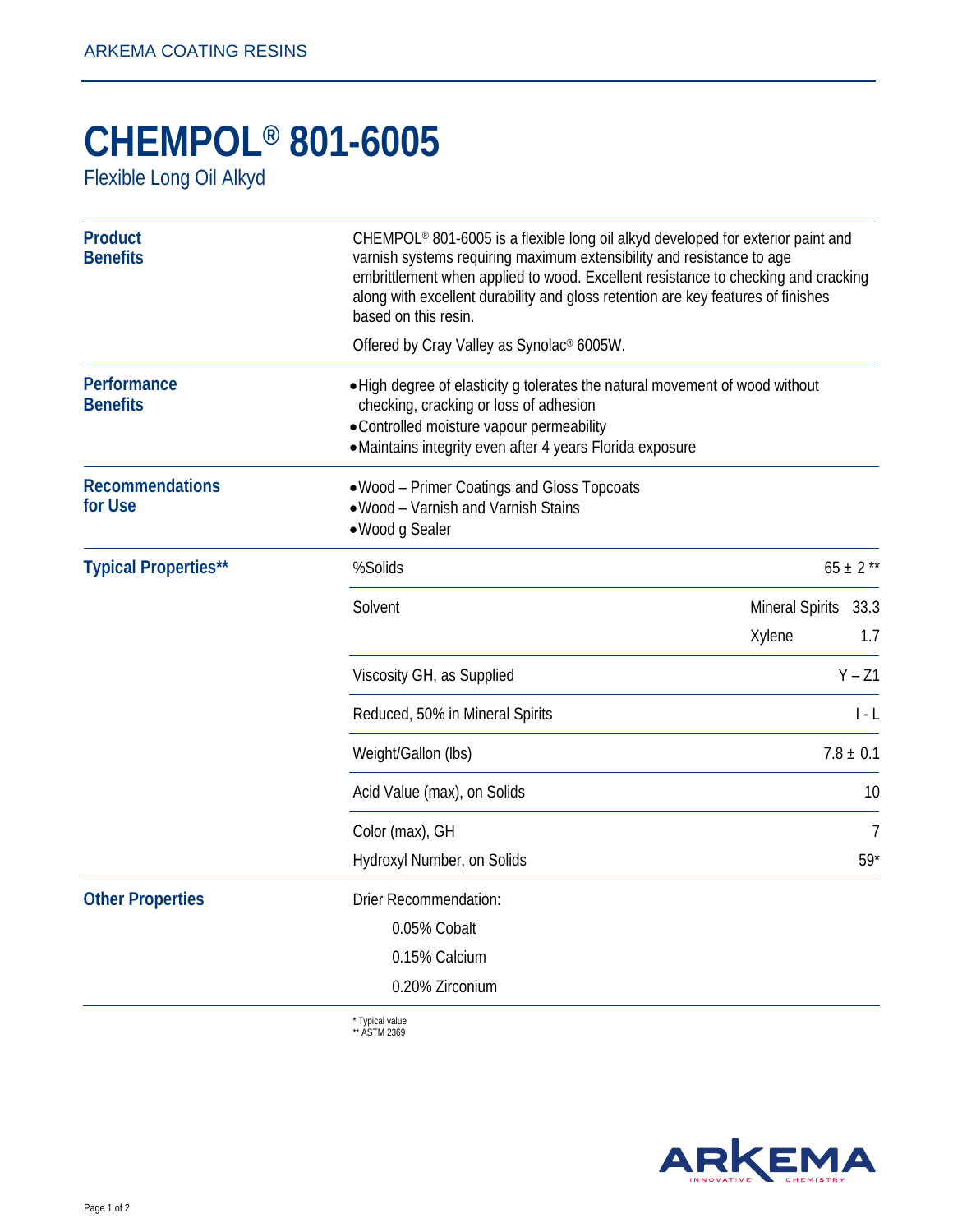# CHEMPOL® 801-6005

Flexible Long Oil Alkyd

## Product Benefits

CHEMPOL® 801-6005 is a flexible long oil alkyd developed for exterior paint and varnish systems requiring maximum extensibility and resistance to age embrittlement when applied to wood. Excellent resistance to checking and cracking along with excellent durability and gloss retention are key features of finishes based on this resin.

Offered by Cray Valley as Synolac® 6005W.

## Performance Benefits

- High degree of elasticity g tolerates the natural movement of wood without checking, cracking or loss of adhesion
- Controlled moisture vapour permeability
- Maintains integrity even after 4 years Florida exposure

## Recommendations for Use

- Wood – Primer Coatings and Gloss Topcoats
- Wood – Varnish and Varnish Stains
- Wood g Sealer

## Typical Properties**

| Property | Value |
|---|---|
| %Solids | 65 ± 2 ** |
| Solvent | Mineral Spirits 33.3 |
| | Xylene 1.7 |
| Viscosity GH, as Supplied | Y – Z1 |
| Reduced, 50% in Mineral Spirits | I - L |
| Weight/Gallon (lbs) | 7.8 ± 0.1 |
| Acid Value (max), on Solids | 10 |
| Color (max), GH | 7 |
| Hydroxyl Number, on Solids | 59* |

## Other Properties

Drier Recommendation:

- 0.05% Cobalt
- 0.15% Calcium
- 0.20% Zirconium

\* Typical value
** ASTM 2369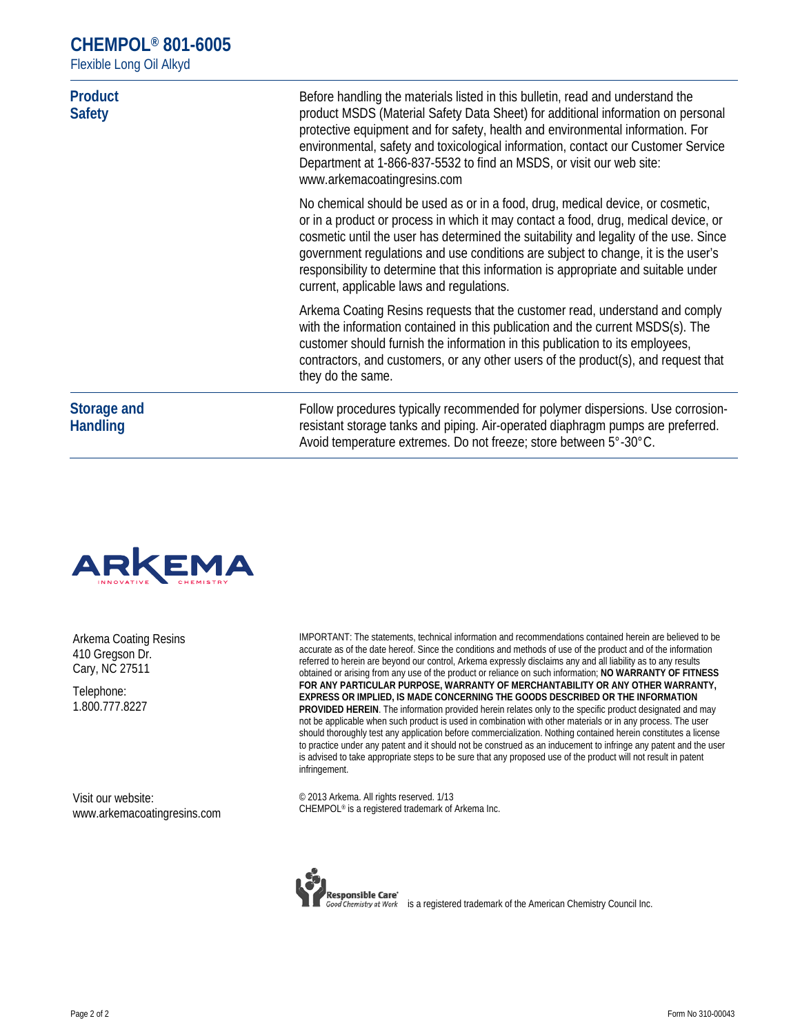# CHEMPOL® 801-6005

Flexible Long Oil Alkyd

## Product Safety

Before handling the materials listed in this bulletin, read and understand the product MSDS (Material Safety Data Sheet) for additional information on personal protective equipment and for safety, health and environmental information. For environmental, safety and toxicological information, contact our Customer Service Department at 1-866-837-5532 to find an MSDS, or visit our web site: www.arkemacoatingresins.com

No chemical should be used as or in a food, drug, medical device, or cosmetic, or in a product or process in which it may contact a food, drug, medical device, or cosmetic until the user has determined the suitability and legality of the use. Since government regulations and use conditions are subject to change, it is the user's responsibility to determine that this information is appropriate and suitable under current, applicable laws and regulations.

Arkema Coating Resins requests that the customer read, understand and comply with the information contained in this publication and the current MSDS(s). The customer should furnish the information in this publication to its employees, contractors, and customers, or any other users of the product(s), and request that they do the same.

## Storage and Handling

Follow procedures typically recommended for polymer dispersions. Use corrosion-resistant storage tanks and piping. Air-operated diaphragm pumps are preferred. Avoid temperature extremes. Do not freeze; store between 5°-30°C.

ARKEMA
INNOVATIVE CHEMISTRY

Arkema Coating Resins
410 Gregson Dr.
Cary, NC 27511

Telephone:
1.800.777.8227

Visit our website:
www.arkemacoatingresins.com

IMPORTANT: The statements, technical information and recommendations contained herein are believed to be accurate as of the date hereof. Since the conditions and methods of use of the product and of the information referred to herein are beyond our control, Arkema expressly disclaims any and all liability as to any results obtained or arising from any use of the product or reliance on such information; **NO WARRANTY OF FITNESS FOR ANY PARTICULAR PURPOSE, WARRANTY OF MERCHANTABILITY OR ANY OTHER WARRANTY, EXPRESS OR IMPLIED, IS MADE CONCERNING THE GOODS DESCRIBED OR THE INFORMATION PROVIDED HEREIN**. The information provided herein relates only to the specific product designated and may not be applicable when such product is used in combination with other materials or in any process. The user should thoroughly test any application before commercialization. Nothing contained herein constitutes a license to practice under any patent and it should not be construed as an inducement to infringe any patent and the user is advised to take appropriate steps to be sure that any proposed use of the product will not result in patent infringement.

© 2013 Arkema. All rights reserved. 1/13
CHEMPOL® is a registered trademark of Arkema Inc.

Responsible Care® Good Chemistry at Work is a registered trademark of the American Chemistry Council Inc.

Form No 310-00043